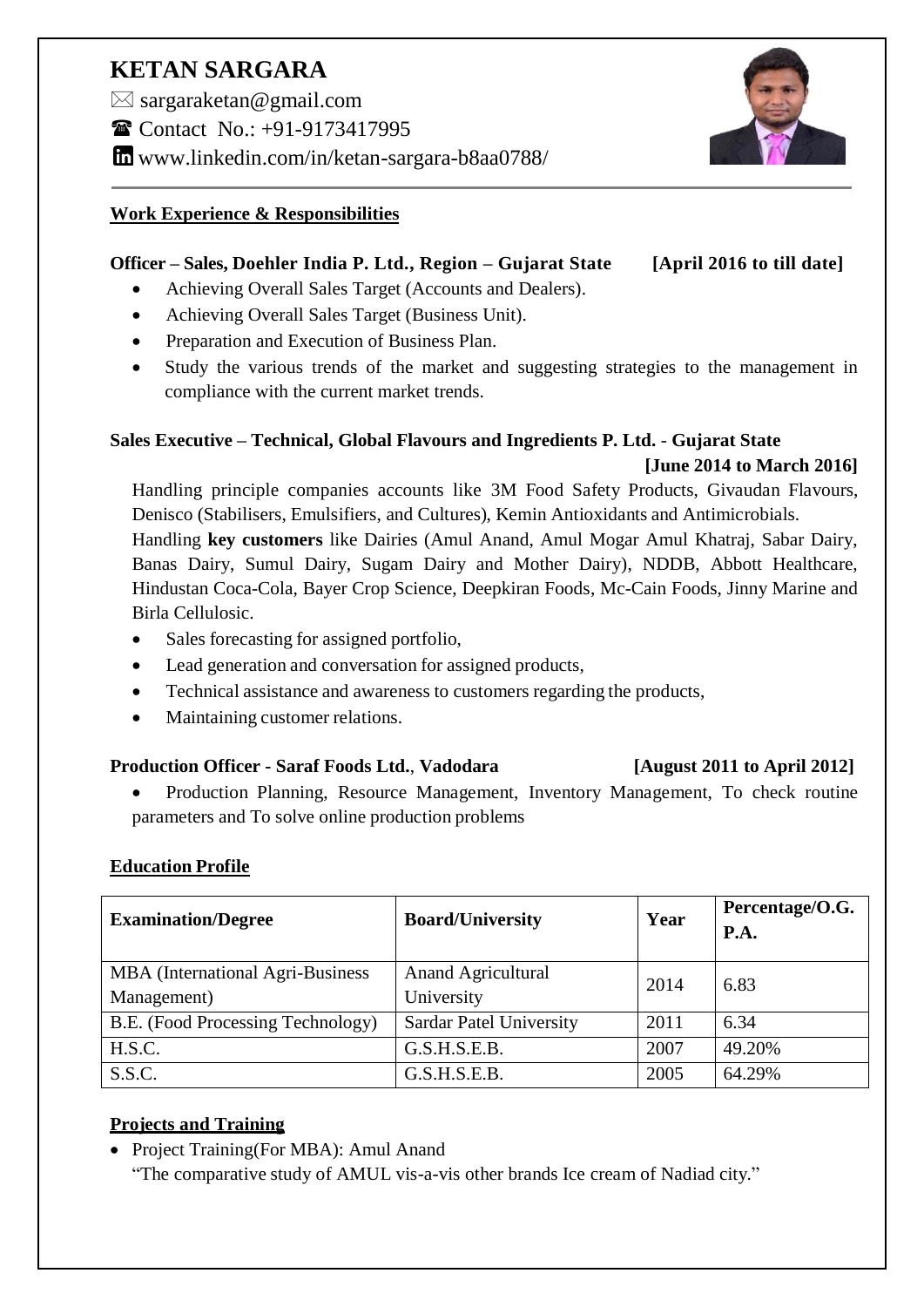# KETAN SARGARA

✉ sargaraketan@gmail.com

☎ Contact No.: +91-9173417995

www.linkedin.com/in/ketan-sargara-b8aa0788/

## Work Experience & Responsibilities

**Officer – Sales, Doehler India P. Ltd., Region – Gujarat State [April 2016 to till date]**

- Achieving Overall Sales Target (Accounts and Dealers).
- Achieving Overall Sales Target (Business Unit).
- Preparation and Execution of Business Plan.
- Study the various trends of the market and suggesting strategies to the management in compliance with the current market trends.

**Sales Executive – Technical, Global Flavours and Ingredients P. Ltd. - Gujarat State [June 2014 to March 2016]**

Handling principle companies accounts like 3M Food Safety Products, Givaudan Flavours, Denisco (Stabilisers, Emulsifiers, and Cultures), Kemin Antioxidants and Antimicrobials.

Handling **key customers** like Dairies (Amul Anand, Amul Mogar Amul Khatraj, Sabar Dairy, Banas Dairy, Sumul Dairy, Sugam Dairy and Mother Dairy), NDDB, Abbott Healthcare, Hindustan Coca-Cola, Bayer Crop Science, Deepkiran Foods, Mc-Cain Foods, Jinny Marine and Birla Cellulosic.

- Sales forecasting for assigned portfolio,
- Lead generation and conversation for assigned products,
- Technical assistance and awareness to customers regarding the products,
- Maintaining customer relations.

**Production Officer - Saraf Foods Ltd., Vadodara [August 2011 to April 2012]**

- Production Planning, Resource Management, Inventory Management, To check routine parameters and To solve online production problems

## Education Profile

| Examination/Degree | Board/University | Year | Percentage/O.G.P.A. |
|---|---|---|---|
| MBA (International Agri-Business Management) | Anand Agricultural University | 2014 | 6.83 |
| B.E. (Food Processing Technology) | Sardar Patel University | 2011 | 6.34 |
| H.S.C. | G.S.H.S.E.B. | 2007 | 49.20% |
| S.S.C. | G.S.H.S.E.B. | 2005 | 64.29% |

## Projects and Training

- Project Training(For MBA): Amul Anand
  "The comparative study of AMUL vis-a-vis other brands Ice cream of Nadiad city."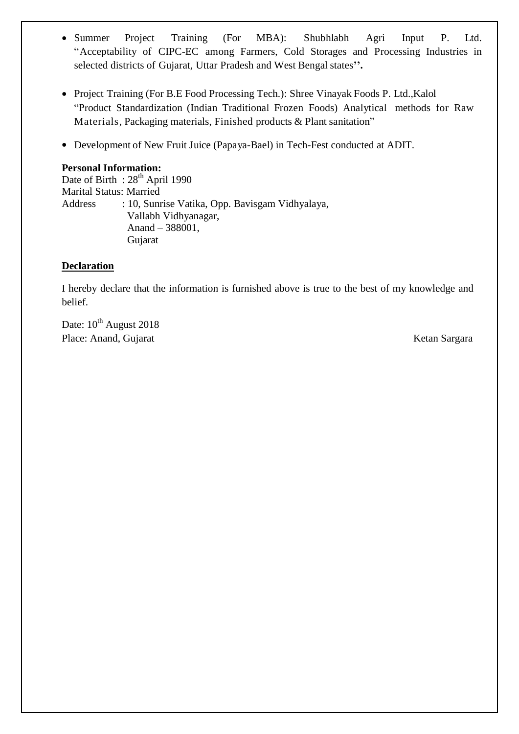- Summer Project Training (For MBA): Shubhlabh Agri Input P. Ltd. "Acceptability of CIPC-EC among Farmers, Cold Storages and Processing Industries in selected districts of Gujarat, Uttar Pradesh and West Bengal states**''.**

- Project Training (For B.E Food Processing Tech.): Shree Vinayak Foods P. Ltd.,Kalol "Product Standardization (Indian Traditional Frozen Foods) Analytical methods for Raw Materials, Packaging materials, Finished products & Plant sanitation"

- Development of New Fruit Juice (Papaya-Bael) in Tech-Fest conducted at ADIT.

**Personal Information:**

Date of Birth : 28th April 1990
Marital Status: Married
Address : 10, Sunrise Vatika, Opp. Bavisgam Vidhyalaya,
Vallabh Vidhyanagar,
Anand – 388001,
Gujarat

**<u>Declaration</u>**

I hereby declare that the information is furnished above is true to the best of my knowledge and belief.

Date: 10th August 2018
Place: Anand, Gujarat

Ketan Sargara